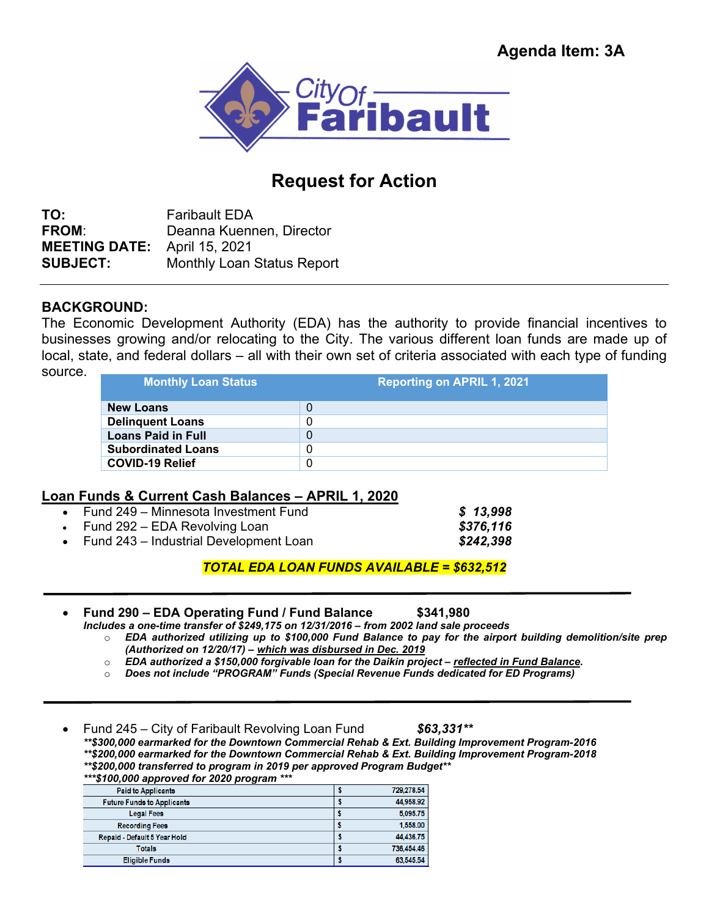Agenda Item: 3A

City Of Faribault

# Request for Action

**TO:** Faribault EDA
**FROM**: Deanna Kuennen, Director
**MEETING DATE:** April 15, 2021
**SUBJECT:** Monthly Loan Status Report

---

**BACKGROUND:**
The Economic Development Authority (EDA) has the authority to provide financial incentives to businesses growing and/or relocating to the City. The various different loan funds are made up of local, state, and federal dollars – all with their own set of criteria associated with each type of funding source.

| Monthly Loan Status | Reporting on APRIL 1, 2021 |
|---|---|
| **New Loans** | 0 |
| **Delinquent Loans** | 0 |
| **Loans Paid in Full** | 0 |
| **Subordinated Loans** | 0 |
| **COVID-19 Relief** | 0 |

**Loan Funds & Current Cash Balances – APRIL 1, 2020**

- Fund 249 – Minnesota Investment Fund ***$ 13,998***
- Fund 292 – EDA Revolving Loan ***$376,116***
- Fund 243 – Industrial Development Loan ***$242,398***

***TOTAL EDA LOAN FUNDS AVAILABLE = $632,512***

---

- **Fund 290 – EDA Operating Fund / Fund Balance $341,980**
  ***Includes a one-time transfer of $249,175 on 12/31/2016 – from 2002 land sale proceeds***
  - ***EDA authorized utilizing up to $100,000 Fund Balance to pay for the airport building demolition/site prep (Authorized on 12/20/17) – which was disbursed in Dec. 2019***
  - ***EDA authorized a $150,000 forgivable loan for the Daikin project – reflected in Fund Balance.***
  - ***Does not include "PROGRAM" Funds (Special Revenue Funds dedicated for ED Programs)***

---

- Fund 245 – City of Faribault Revolving Loan Fund ***$63,331\*\****
  ***\*\*$300,000 earmarked for the Downtown Commercial Rehab & Ext. Building Improvement Program-2016***
  ***\*\*$200,000 earmarked for the Downtown Commercial Rehab & Ext. Building Improvement Program-2018***
  ***\*\*$200,000 transferred to program in 2019 per approved Program Budget\*\****
  ***\*\*\*$100,000 approved for 2020 program \*\*\****

| | | |
|---|---|---|
| Paid to Applicants | $ | 729,278.54 |
| Future Funds to Applicants | $ | 44,958.92 |
| Legal Fees | $ | 5,095.75 |
| Recording Fees | $ | 1,558.00 |
| Repaid - Default 5 Year Hold | $ | 44,436.75 |
| Totals | $ | 736,454.46 |
| Eligible Funds | $ | 63,545.54 |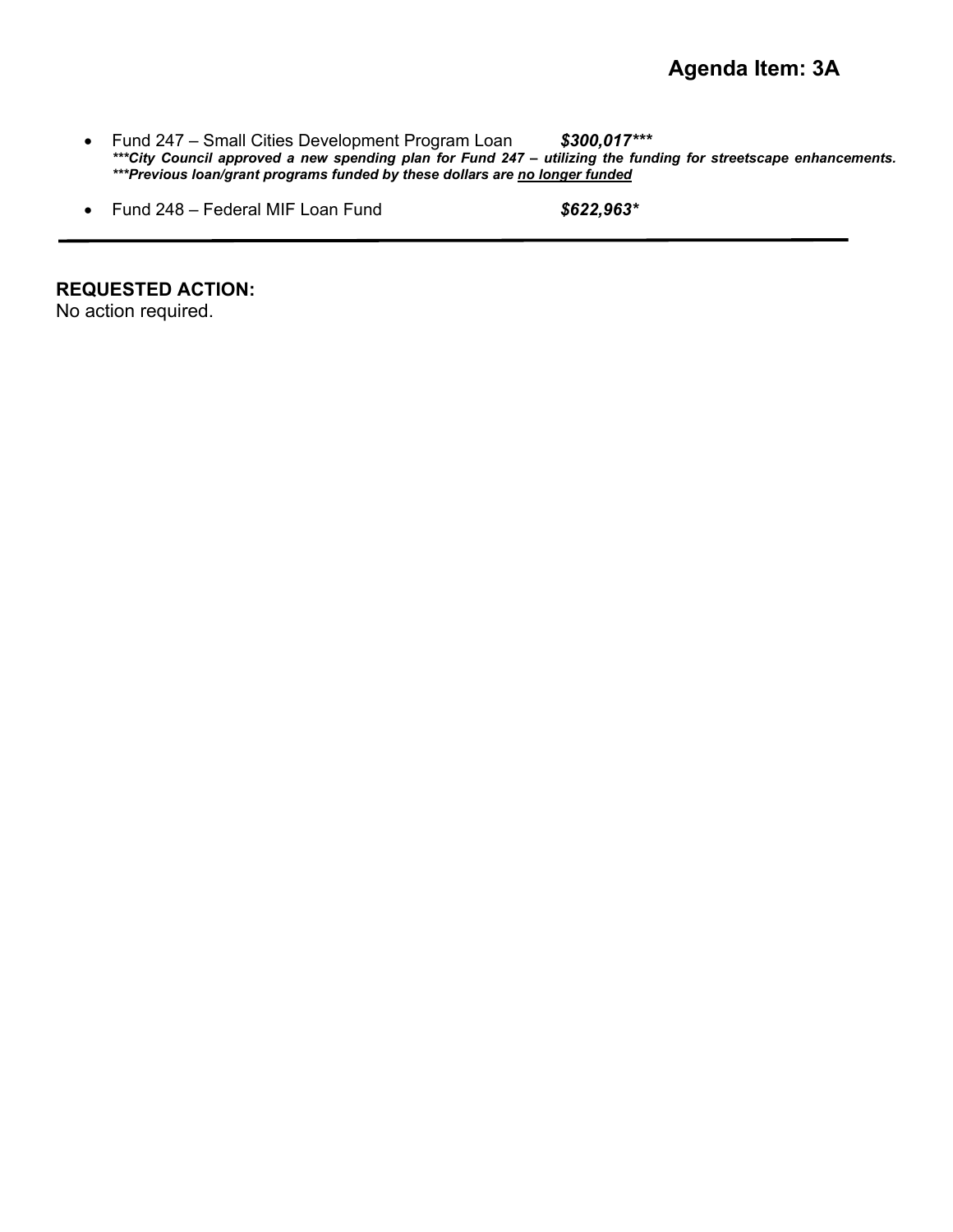# Agenda Item: 3A

- Fund 247 – Small Cities Development Program Loan ***$300,017\*\*\****
  ***\*\*\*City Council approved a new spending plan for Fund 247 – utilizing the funding for streetscape enhancements.***
  ***\*\*\*Previous loan/grant programs funded by these dollars are <u>no longer funded</u>***

- Fund 248 – Federal MIF Loan Fund ***$622,963\****

---

**REQUESTED ACTION:**
No action required.